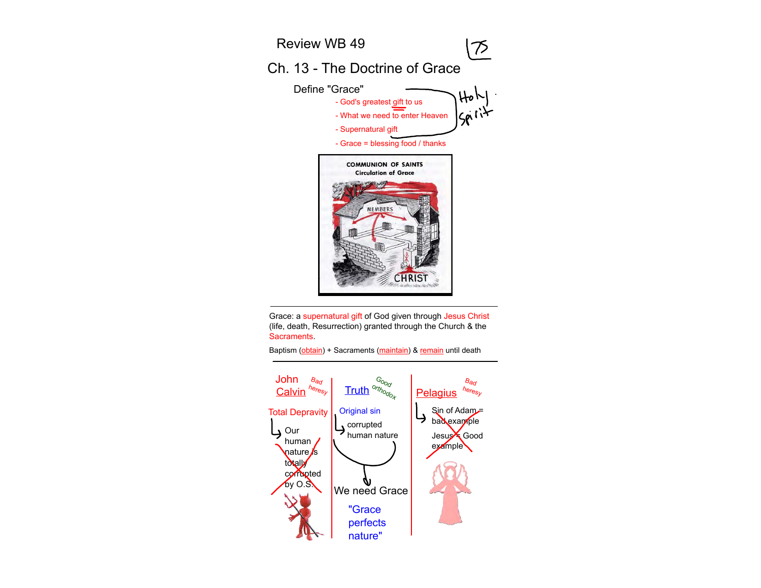# Review WB 49

## Ch. 13 - The Doctrine of Grace

Define "Grace"

- God's greatest gift to us
- What we need to enter Heaven
- Supernatural gift
- Grace = blessing food / thanks

Holy Spirit

COMMUNION OF SAINTS
Circulation of Grace

MEMBERS

CHRIST

---

Grace: a supernatural gift of God given through Jesus Christ (life, death, Resurrection) granted through the Church & the Sacraments.

Baptism (obtain) + Sacraments (maintain) & remain until death

---

| John Calvin (Bad heresy) | Truth (Good orthodox) | Pelagius (Bad heresy) |
|---|---|---|
| Total Depravity | Original sin | Sin of Adam = bad example |
| Our human nature is totally corrupted by O.S. | corrupted human nature | Jesus = Good example |
| | We need Grace | |
| | "Grace perfects nature" | |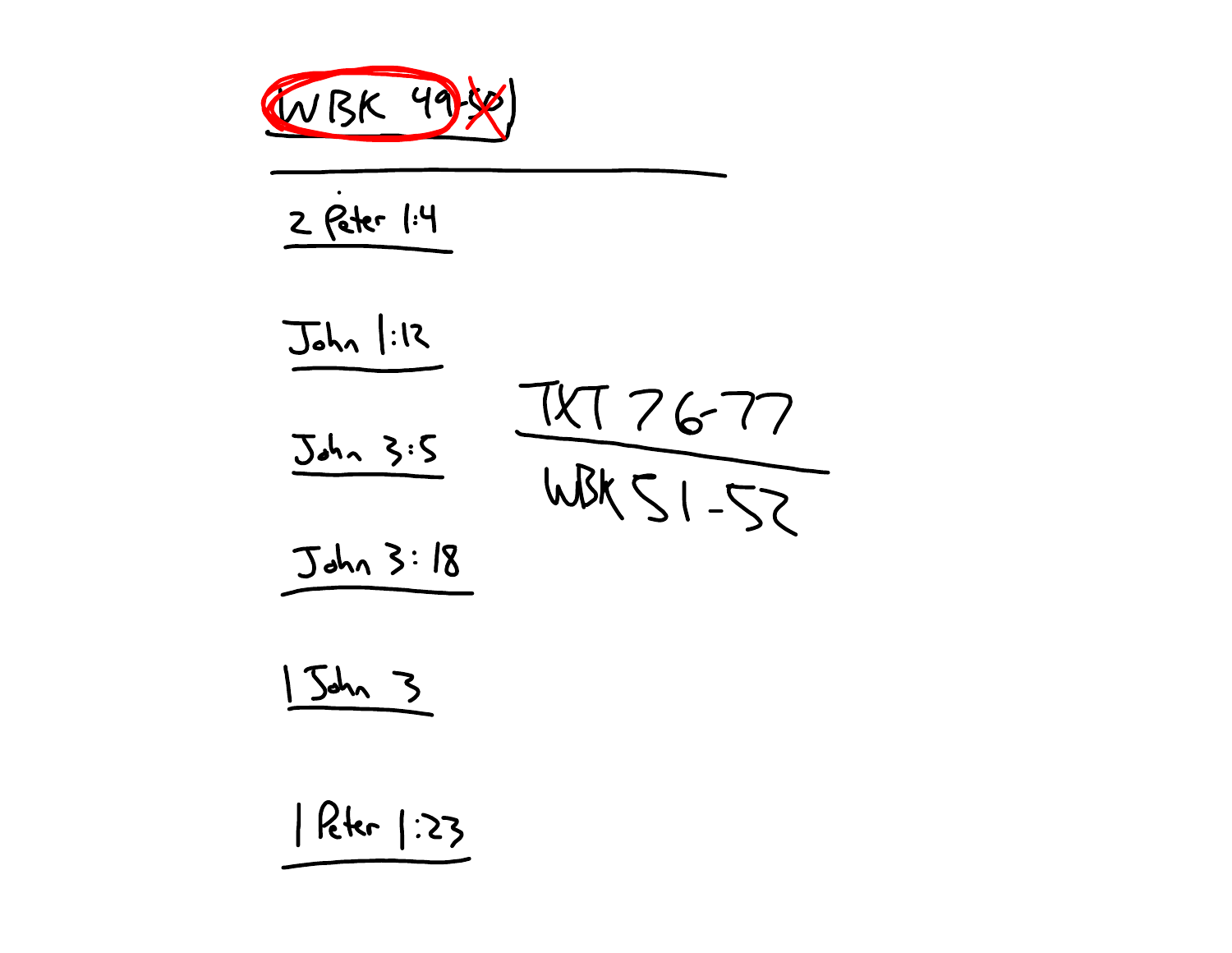WBK 49-~~50~~

2 Peter 1:4

John 1:12

John 3:5

John 3:18

1 John 3

1 Peter 1:23

TXT 76-77

WBK 51-52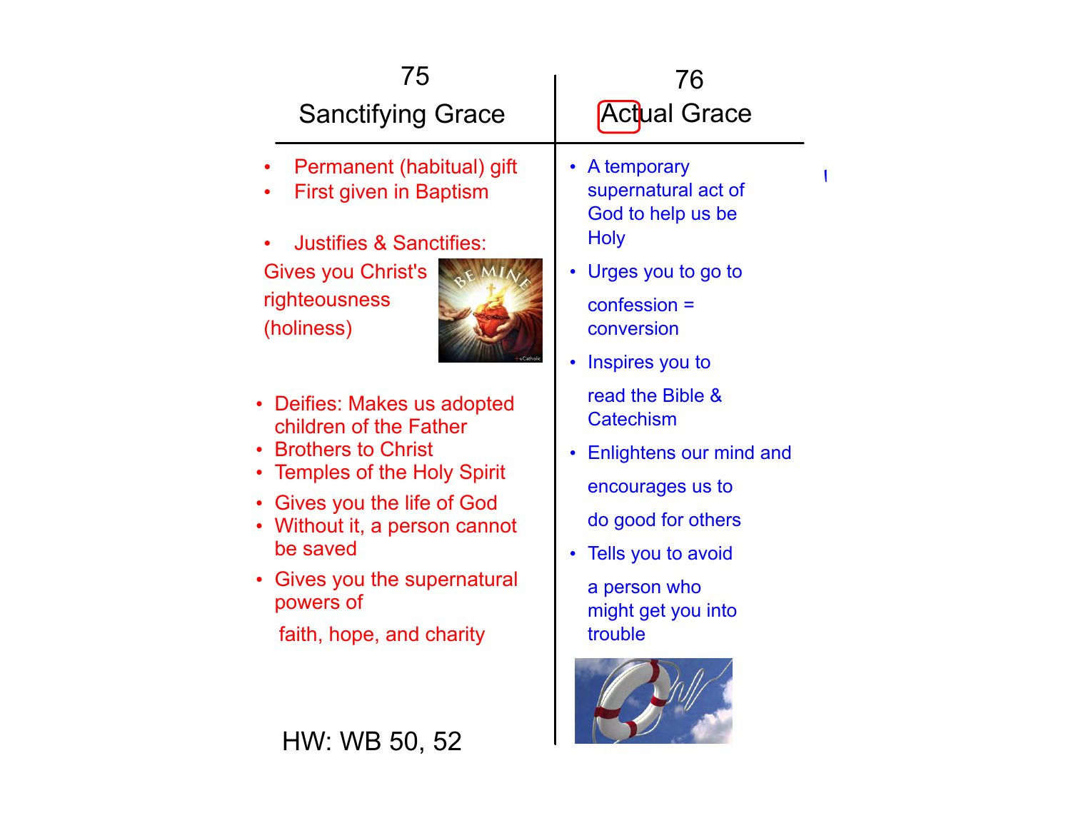## 75 Sanctifying Grace

- Permanent (habitual) gift
- First given in Baptism
- Justifies & Sanctifies:

Gives you Christ's righteousness (holiness)

- Deifies: Makes us adopted children of the Father
- Brothers to Christ
- Temples of the Holy Spirit
- Gives you the life of God
- Without it, a person cannot be saved
- Gives you the supernatural powers of

faith, hope, and charity

HW: WB 50, 52

## 76 Actual Grace

- A temporary supernatural act of God to help us be Holy
- Urges you to go to confession = conversion
- Inspires you to read the Bible & Catechism
- Enlightens our mind and encourages us to do good for others
- Tells you to avoid a person who might get you into trouble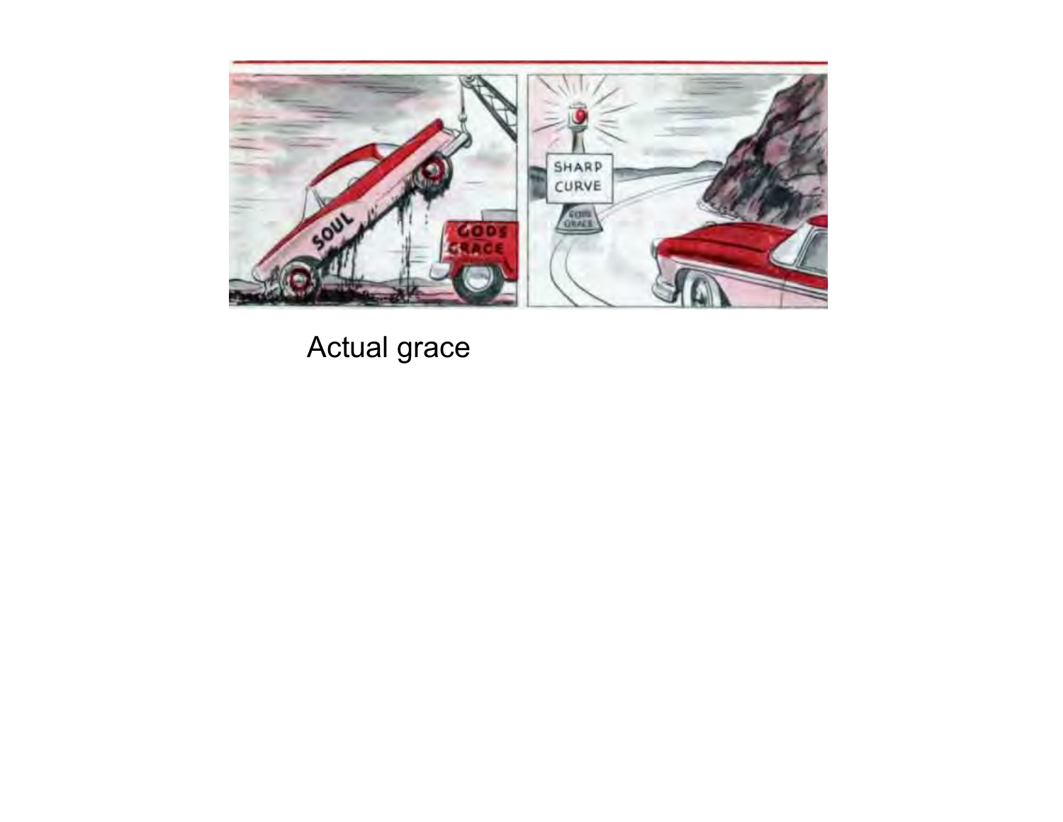Actual grace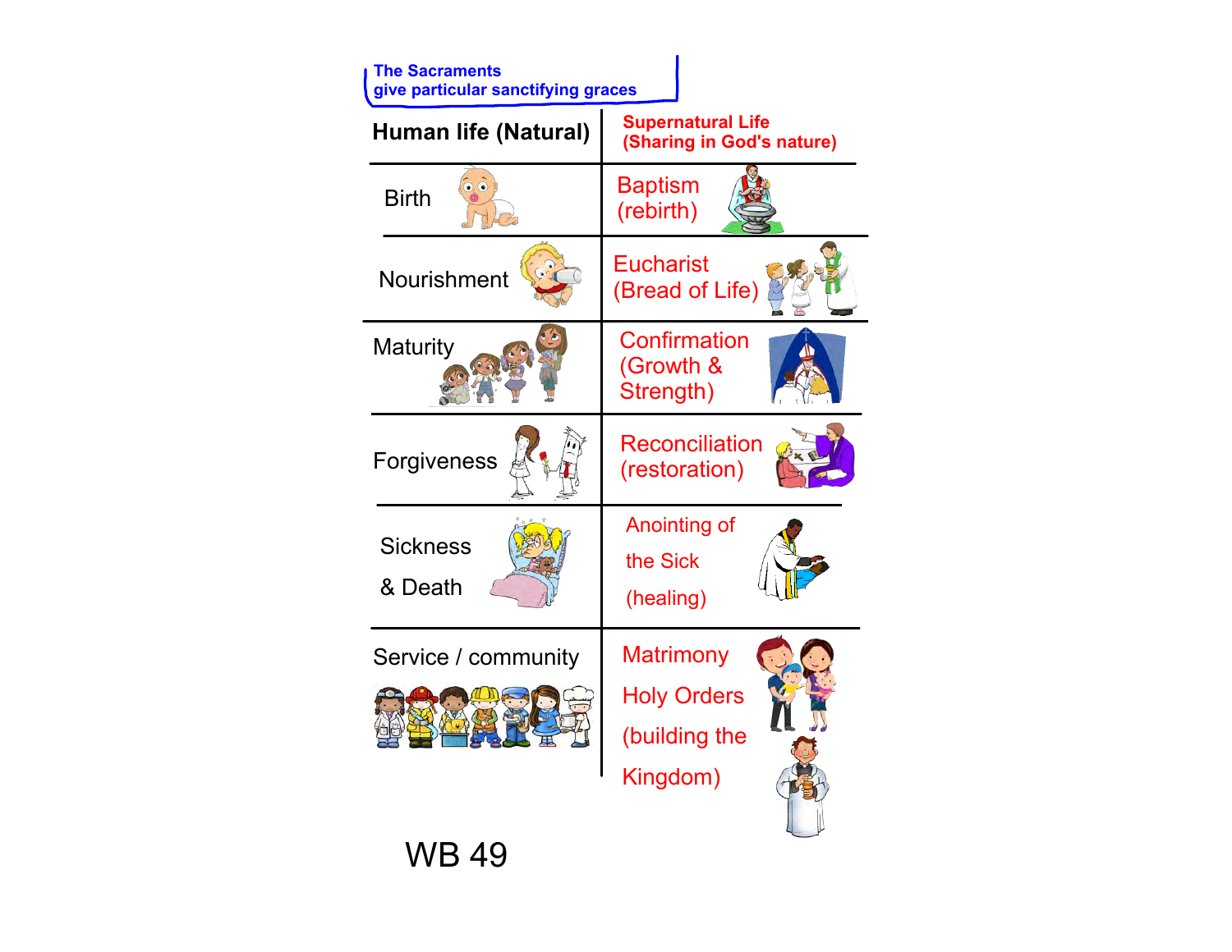**The Sacraments give particular sanctifying graces**

| Human life (Natural) | Supernatural Life (Sharing in God's nature) |
| --- | --- |
| Birth | Baptism (rebirth) |
| Nourishment | Eucharist (Bread of Life) |
| Maturity | Confirmation (Growth & Strength) |
| Forgiveness | Reconciliation (restoration) |
| Sickness & Death | Anointing of the Sick (healing) |
| Service / community | Matrimony Holy Orders (building the Kingdom) |

WB 49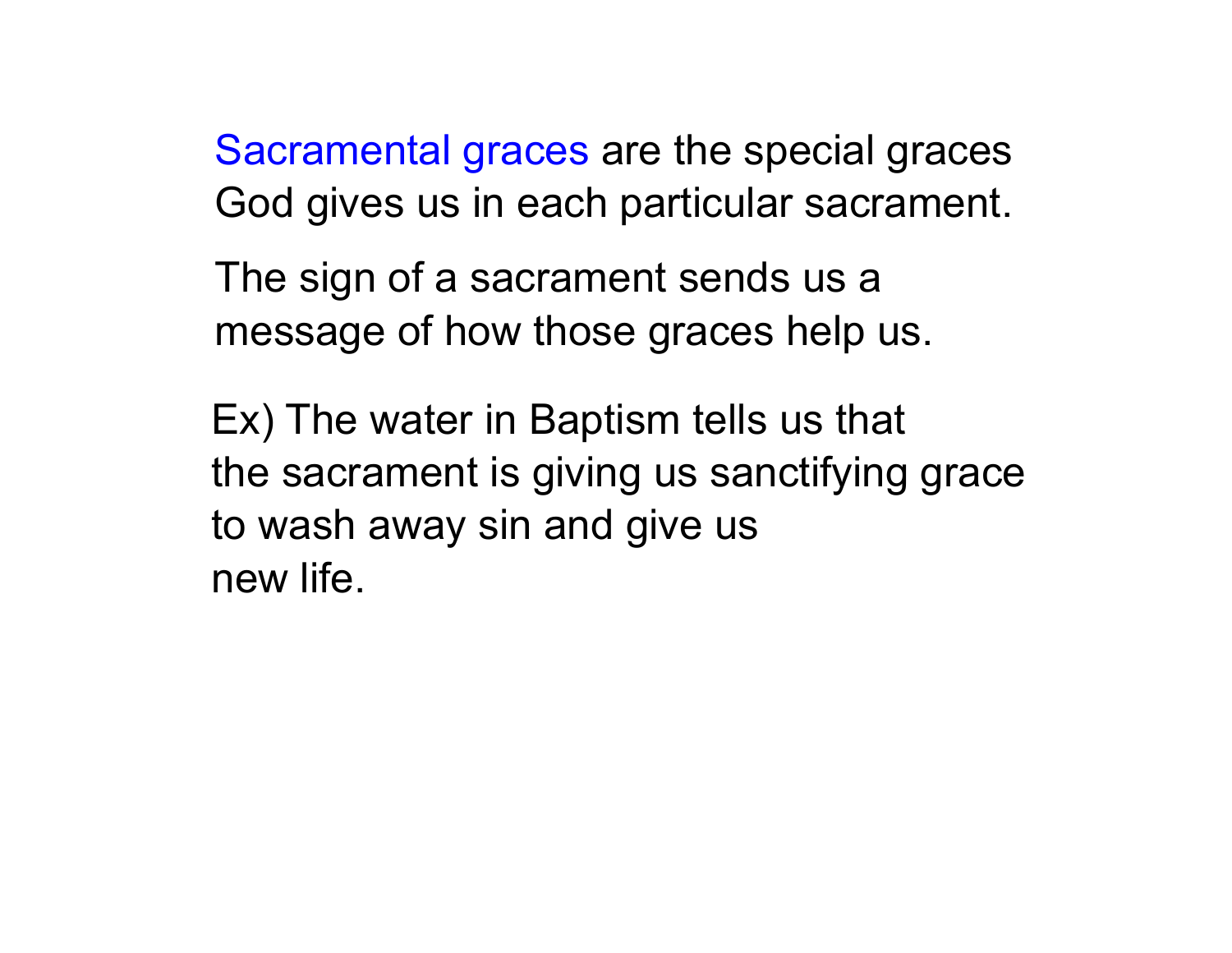Sacramental graces are the special graces God gives us in each particular sacrament.

The sign of a sacrament sends us a message of how those graces help us.

Ex) The water in Baptism tells us that the sacrament is giving us sanctifying grace to wash away sin and give us new life.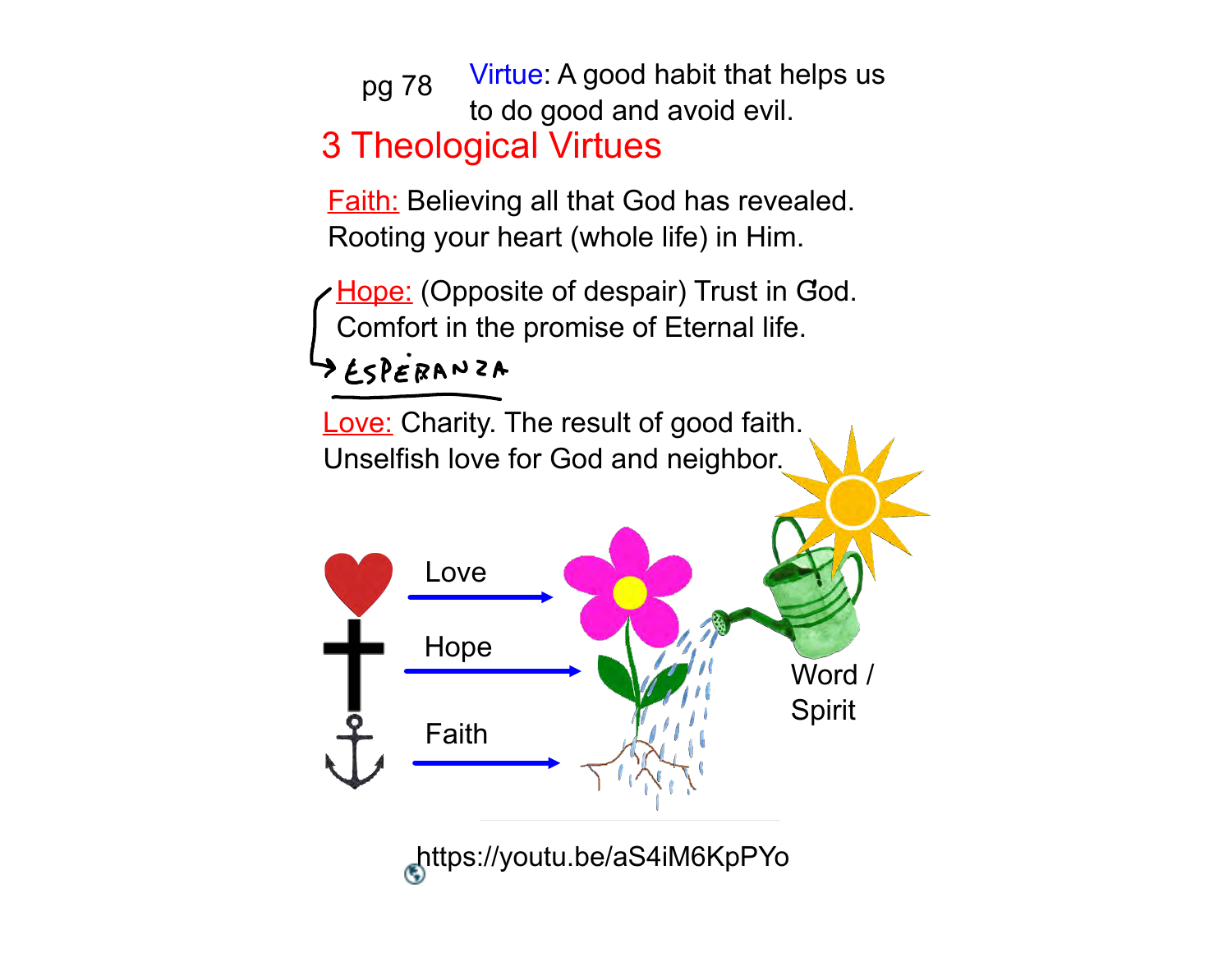pg 78

Virtue: A good habit that helps us to do good and avoid evil.

# 3 Theological Virtues

Faith: Believing all that God has revealed. Rooting your heart (whole life) in Him.

Hope: (Opposite of despair) Trust in God. Comfort in the promise of Eternal life.

→ ESPERANZA

Love: Charity. The result of good faith. Unselfish love for God and neighbor.

Love

Hope

Faith

Word / Spirit

https://youtu.be/aS4iM6KpPYo